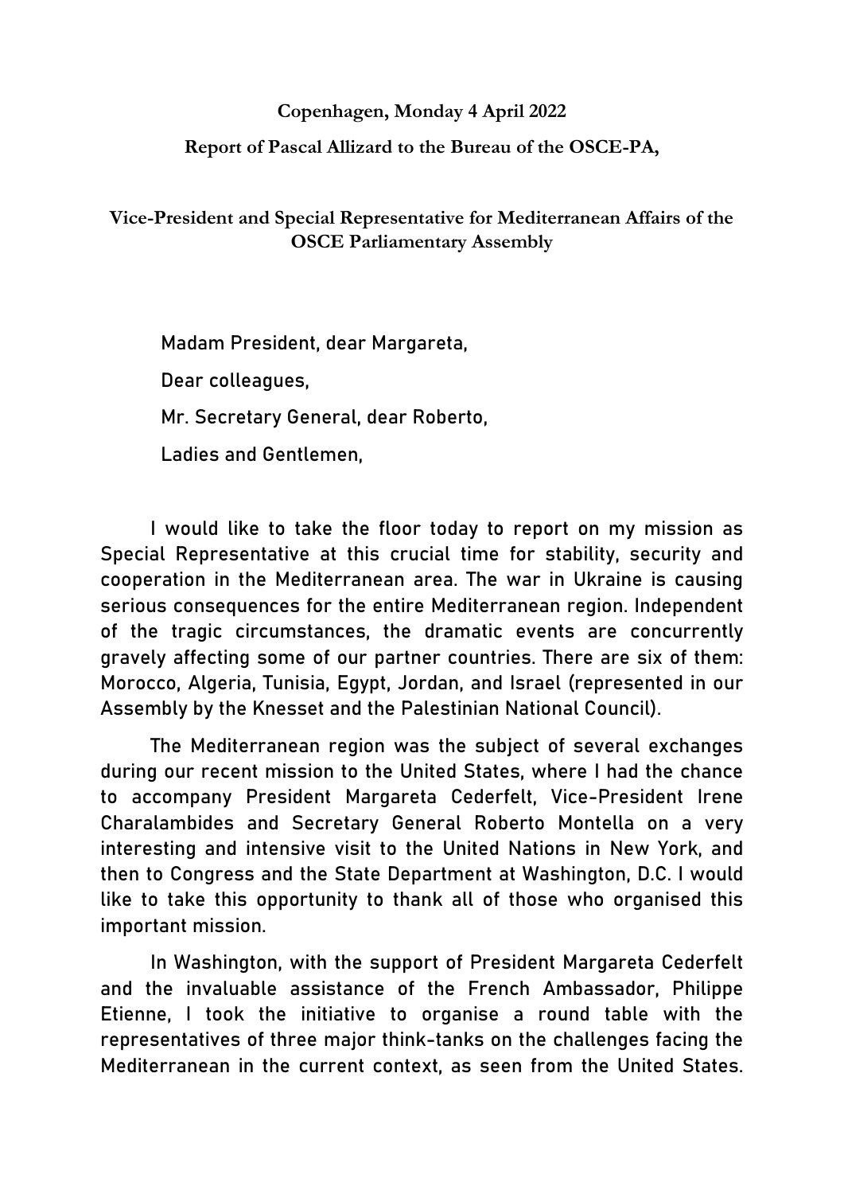**Copenhagen, Monday 4 April 2022**

**Report of Pascal Allizard to the Bureau of the OSCE-PA,**

**Vice-President and Special Representative for Mediterranean Affairs of the OSCE Parliamentary Assembly**

Madam President, dear Margareta,

Dear colleagues,

Mr. Secretary General, dear Roberto,

Ladies and Gentlemen,

I would like to take the floor today to report on my mission as Special Representative at this crucial time for stability, security and cooperation in the Mediterranean area. The war in Ukraine is causing serious consequences for the entire Mediterranean region. Independent of the tragic circumstances, the dramatic events are concurrently gravely affecting some of our partner countries. There are six of them: Morocco, Algeria, Tunisia, Egypt, Jordan, and Israel (represented in our Assembly by the Knesset and the Palestinian National Council).

The Mediterranean region was the subject of several exchanges during our recent mission to the United States, where I had the chance to accompany President Margareta Cederfelt, Vice-President Irene Charalambides and Secretary General Roberto Montella on a very interesting and intensive visit to the United Nations in New York, and then to Congress and the State Department at Washington, D.C. I would like to take this opportunity to thank all of those who organised this important mission.

In Washington, with the support of President Margareta Cederfelt and the invaluable assistance of the French Ambassador, Philippe Etienne, I took the initiative to organise a round table with the representatives of three major think-tanks on the challenges facing the Mediterranean in the current context, as seen from the United States.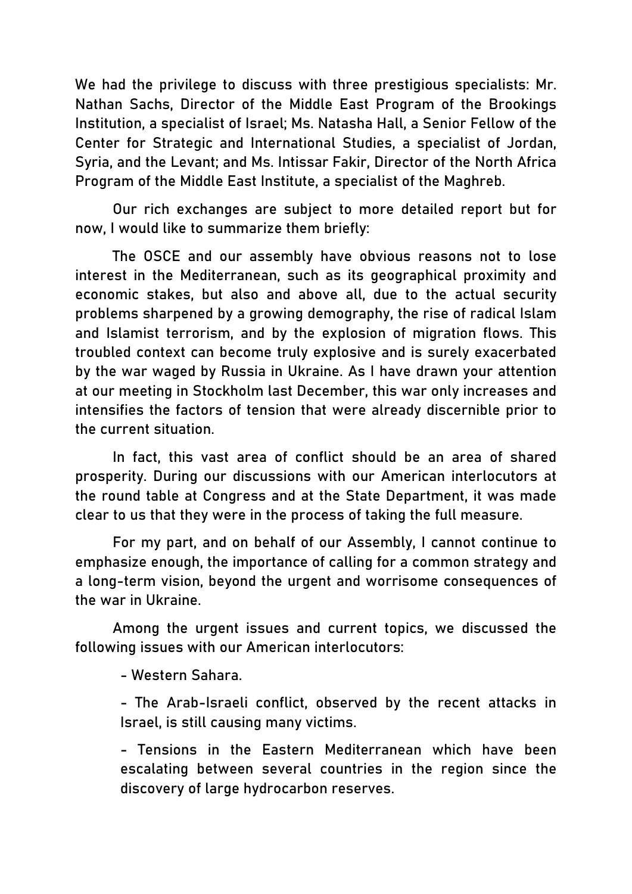We had the privilege to discuss with three prestigious specialists: Mr. Nathan Sachs, Director of the Middle East Program of the Brookings Institution, a specialist of Israel; Ms. Natasha Hall, a Senior Fellow of the Center for Strategic and International Studies, a specialist of Jordan, Syria, and the Levant; and Ms. Intissar Fakir, Director of the North Africa Program of the Middle East Institute, a specialist of the Maghreb.

Our rich exchanges are subject to more detailed report but for now, I would like to summarize them briefly:

The OSCE and our assembly have obvious reasons not to lose interest in the Mediterranean, such as its geographical proximity and economic stakes, but also and above all, due to the actual security problems sharpened by a growing demography, the rise of radical Islam and Islamist terrorism, and by the explosion of migration flows. This troubled context can become truly explosive and is surely exacerbated by the war waged by Russia in Ukraine. As I have drawn your attention at our meeting in Stockholm last December, this war only increases and intensifies the factors of tension that were already discernible prior to the current situation.

In fact, this vast area of conflict should be an area of shared prosperity. During our discussions with our American interlocutors at the round table at Congress and at the State Department, it was made clear to us that they were in the process of taking the full measure.

For my part, and on behalf of our Assembly, I cannot continue to emphasize enough, the importance of calling for a common strategy and a long-term vision, beyond the urgent and worrisome consequences of the war in Ukraine.

Among the urgent issues and current topics, we discussed the following issues with our American interlocutors:

- Western Sahara.
- The Arab-Israeli conflict, observed by the recent attacks in Israel, is still causing many victims.
- Tensions in the Eastern Mediterranean which have been escalating between several countries in the region since the discovery of large hydrocarbon reserves.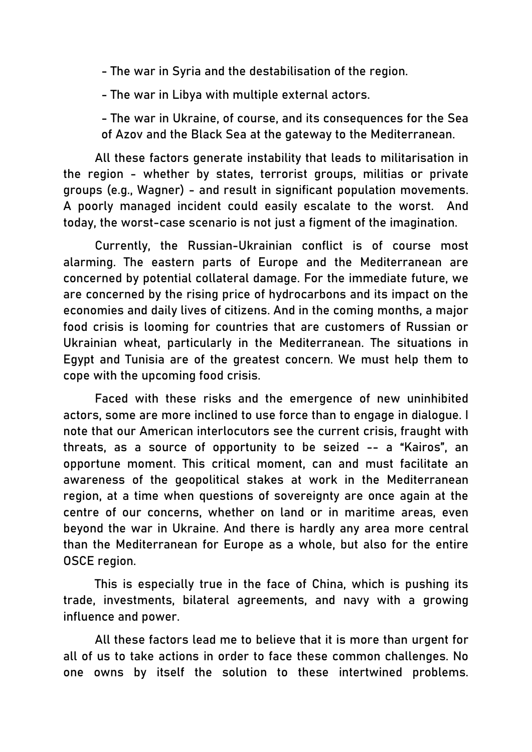- The war in Syria and the destabilisation of the region.

- The war in Libya with multiple external actors.

- The war in Ukraine, of course, and its consequences for the Sea of Azov and the Black Sea at the gateway to the Mediterranean.

All these factors generate instability that leads to militarisation in the region - whether by states, terrorist groups, militias or private groups (e.g., Wagner) - and result in significant population movements. A poorly managed incident could easily escalate to the worst. And today, the worst-case scenario is not just a figment of the imagination.

Currently, the Russian-Ukrainian conflict is of course most alarming. The eastern parts of Europe and the Mediterranean are concerned by potential collateral damage. For the immediate future, we are concerned by the rising price of hydrocarbons and its impact on the economies and daily lives of citizens. And in the coming months, a major food crisis is looming for countries that are customers of Russian or Ukrainian wheat, particularly in the Mediterranean. The situations in Egypt and Tunisia are of the greatest concern. We must help them to cope with the upcoming food crisis.

Faced with these risks and the emergence of new uninhibited actors, some are more inclined to use force than to engage in dialogue. I note that our American interlocutors see the current crisis, fraught with threats, as a source of opportunity to be seized -- a "Kairos", an opportune moment. This critical moment, can and must facilitate an awareness of the geopolitical stakes at work in the Mediterranean region, at a time when questions of sovereignty are once again at the centre of our concerns, whether on land or in maritime areas, even beyond the war in Ukraine. And there is hardly any area more central than the Mediterranean for Europe as a whole, but also for the entire OSCE region.

This is especially true in the face of China, which is pushing its trade, investments, bilateral agreements, and navy with a growing influence and power.

All these factors lead me to believe that it is more than urgent for all of us to take actions in order to face these common challenges. No one owns by itself the solution to these intertwined problems.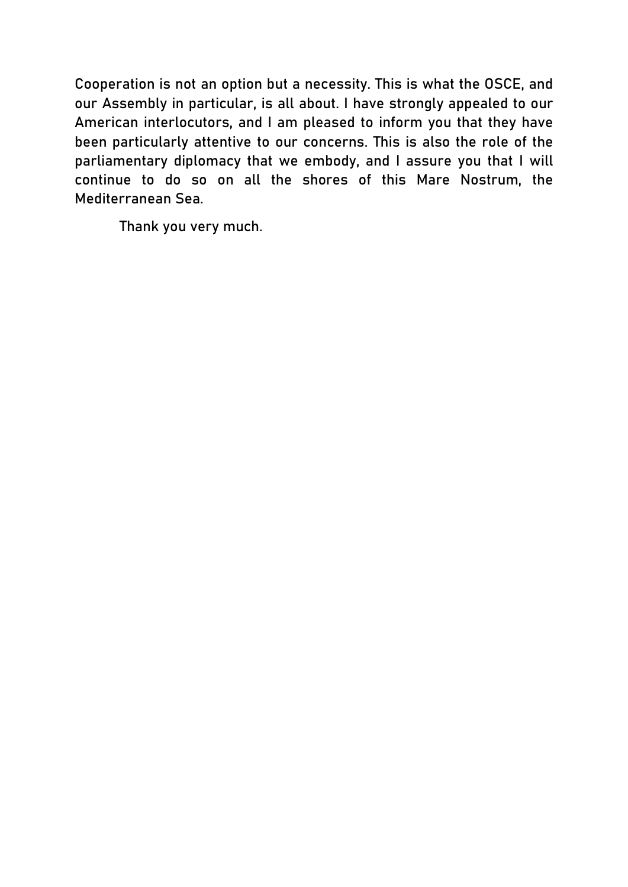Cooperation is not an option but a necessity. This is what the OSCE, and our Assembly in particular, is all about. I have strongly appealed to our American interlocutors, and I am pleased to inform you that they have been particularly attentive to our concerns. This is also the role of the parliamentary diplomacy that we embody, and I assure you that I will continue to do so on all the shores of this Mare Nostrum, the Mediterranean Sea.

Thank you very much.